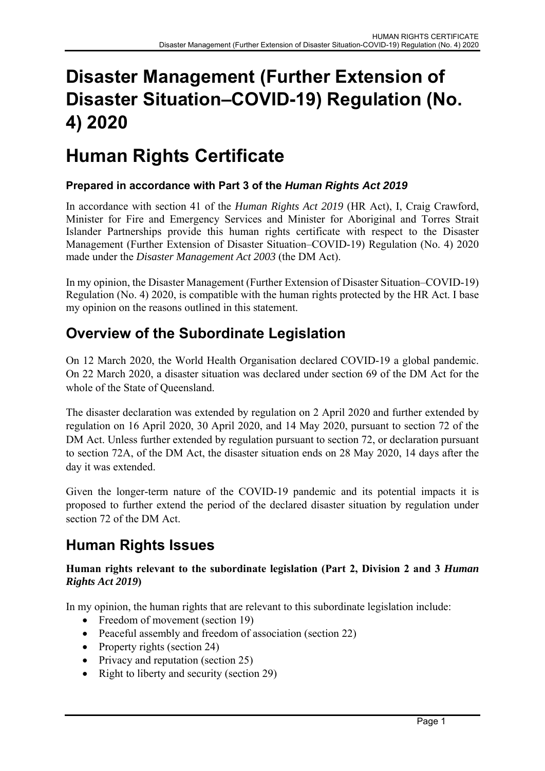# Disaster Management (Further Extension of Disaster Situation–COVID-19) Regulation (No. 4) 2020

# Human Rights Certificate

### Prepared in accordance with Part 3 of the *Human Rights Act 2019*

In accordance with section 41 of the *Human Rights Act 2019* (HR Act), I, Craig Crawford, Minister for Fire and Emergency Services and Minister for Aboriginal and Torres Strait Islander Partnerships provide this human rights certificate with respect to the Disaster Management (Further Extension of Disaster Situation–COVID-19) Regulation (No. 4) 2020 made under the *Disaster Management Act 2003* (the DM Act).

In my opinion, the Disaster Management (Further Extension of Disaster Situation–COVID-19) Regulation (No. 4) 2020, is compatible with the human rights protected by the HR Act. I base my opinion on the reasons outlined in this statement.

## Overview of the Subordinate Legislation

On 12 March 2020, the World Health Organisation declared COVID-19 a global pandemic. On 22 March 2020, a disaster situation was declared under section 69 of the DM Act for the whole of the State of Queensland.

The disaster declaration was extended by regulation on 2 April 2020 and further extended by regulation on 16 April 2020, 30 April 2020, and 14 May 2020, pursuant to section 72 of the DM Act. Unless further extended by regulation pursuant to section 72, or declaration pursuant to section 72A, of the DM Act, the disaster situation ends on 28 May 2020, 14 days after the day it was extended.

Given the longer-term nature of the COVID-19 pandemic and its potential impacts it is proposed to further extend the period of the declared disaster situation by regulation under section 72 of the DM Act.

## Human Rights Issues

**Human rights relevant to the subordinate legislation (Part 2, Division 2 and 3 *Human Rights Act 2019*)**

In my opinion, the human rights that are relevant to this subordinate legislation include:

- Freedom of movement (section 19)
- Peaceful assembly and freedom of association (section 22)
- Property rights (section 24)
- Privacy and reputation (section 25)
- Right to liberty and security (section 29)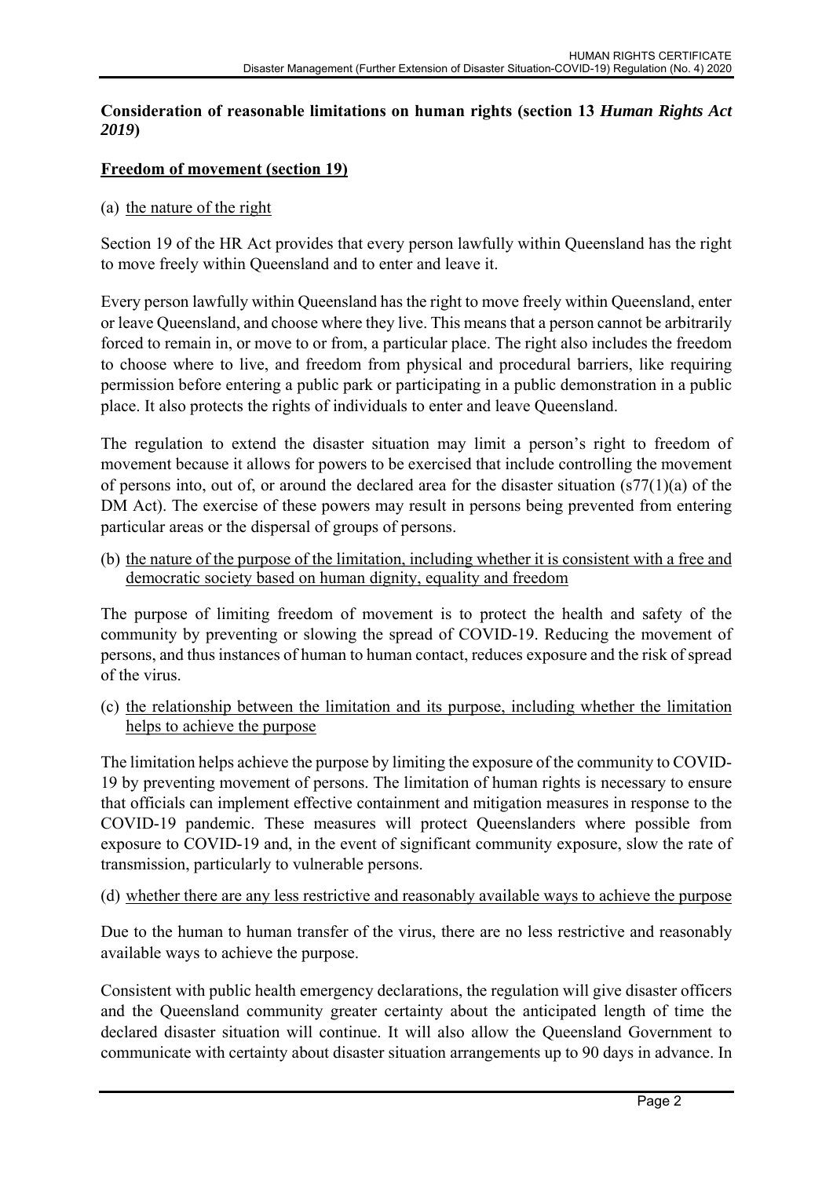**Consideration of reasonable limitations on human rights (section 13 *Human Rights Act 2019*)**

**Freedom of movement (section 19)**

(a) the nature of the right

Section 19 of the HR Act provides that every person lawfully within Queensland has the right to move freely within Queensland and to enter and leave it.

Every person lawfully within Queensland has the right to move freely within Queensland, enter or leave Queensland, and choose where they live. This means that a person cannot be arbitrarily forced to remain in, or move to or from, a particular place. The right also includes the freedom to choose where to live, and freedom from physical and procedural barriers, like requiring permission before entering a public park or participating in a public demonstration in a public place. It also protects the rights of individuals to enter and leave Queensland.

The regulation to extend the disaster situation may limit a person's right to freedom of movement because it allows for powers to be exercised that include controlling the movement of persons into, out of, or around the declared area for the disaster situation (s77(1)(a) of the DM Act). The exercise of these powers may result in persons being prevented from entering particular areas or the dispersal of groups of persons.

(b) the nature of the purpose of the limitation, including whether it is consistent with a free and democratic society based on human dignity, equality and freedom

The purpose of limiting freedom of movement is to protect the health and safety of the community by preventing or slowing the spread of COVID-19. Reducing the movement of persons, and thus instances of human to human contact, reduces exposure and the risk of spread of the virus.

(c) the relationship between the limitation and its purpose, including whether the limitation helps to achieve the purpose

The limitation helps achieve the purpose by limiting the exposure of the community to COVID-19 by preventing movement of persons. The limitation of human rights is necessary to ensure that officials can implement effective containment and mitigation measures in response to the COVID-19 pandemic. These measures will protect Queenslanders where possible from exposure to COVID-19 and, in the event of significant community exposure, slow the rate of transmission, particularly to vulnerable persons.

(d) whether there are any less restrictive and reasonably available ways to achieve the purpose

Due to the human to human transfer of the virus, there are no less restrictive and reasonably available ways to achieve the purpose.

Consistent with public health emergency declarations, the regulation will give disaster officers and the Queensland community greater certainty about the anticipated length of time the declared disaster situation will continue. It will also allow the Queensland Government to communicate with certainty about disaster situation arrangements up to 90 days in advance. In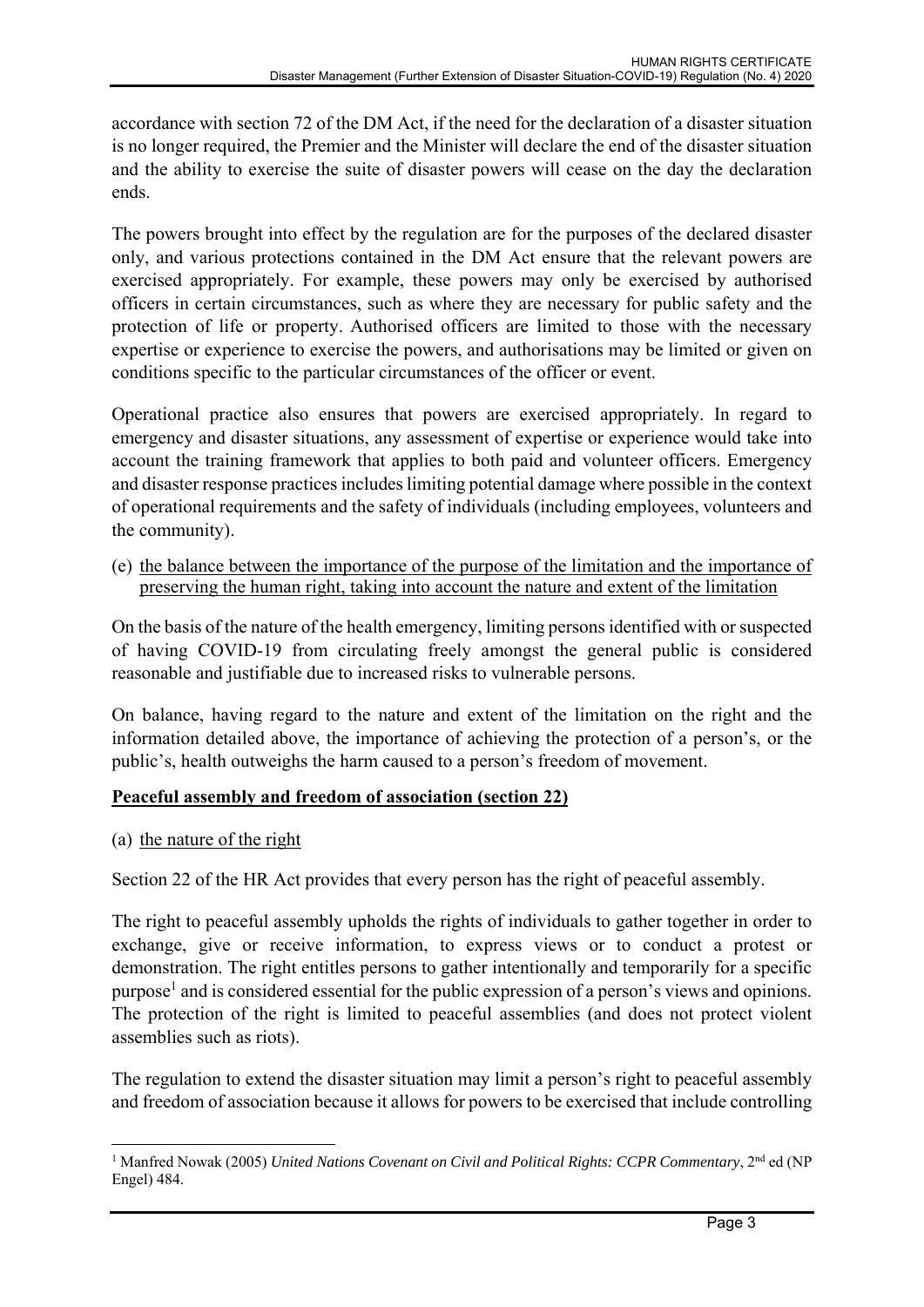accordance with section 72 of the DM Act, if the need for the declaration of a disaster situation is no longer required, the Premier and the Minister will declare the end of the disaster situation and the ability to exercise the suite of disaster powers will cease on the day the declaration ends.

The powers brought into effect by the regulation are for the purposes of the declared disaster only, and various protections contained in the DM Act ensure that the relevant powers are exercised appropriately. For example, these powers may only be exercised by authorised officers in certain circumstances, such as where they are necessary for public safety and the protection of life or property. Authorised officers are limited to those with the necessary expertise or experience to exercise the powers, and authorisations may be limited or given on conditions specific to the particular circumstances of the officer or event.

Operational practice also ensures that powers are exercised appropriately. In regard to emergency and disaster situations, any assessment of expertise or experience would take into account the training framework that applies to both paid and volunteer officers. Emergency and disaster response practices includes limiting potential damage where possible in the context of operational requirements and the safety of individuals (including employees, volunteers and the community).

(e) the balance between the importance of the purpose of the limitation and the importance of preserving the human right, taking into account the nature and extent of the limitation

On the basis of the nature of the health emergency, limiting persons identified with or suspected of having COVID-19 from circulating freely amongst the general public is considered reasonable and justifiable due to increased risks to vulnerable persons.

On balance, having regard to the nature and extent of the limitation on the right and the information detailed above, the importance of achieving the protection of a person's, or the public's, health outweighs the harm caused to a person's freedom of movement.

**Peaceful assembly and freedom of association (section 22)**

(a) the nature of the right

Section 22 of the HR Act provides that every person has the right of peaceful assembly.

The right to peaceful assembly upholds the rights of individuals to gather together in order to exchange, give or receive information, to express views or to conduct a protest or demonstration. The right entitles persons to gather intentionally and temporarily for a specific purpose[1] and is considered essential for the public expression of a person's views and opinions. The protection of the right is limited to peaceful assemblies (and does not protect violent assemblies such as riots).

The regulation to extend the disaster situation may limit a person's right to peaceful assembly and freedom of association because it allows for powers to be exercised that include controlling

---

[1] Manfred Nowak (2005) *United Nations Covenant on Civil and Political Rights: CCPR Commentary*, 2nd ed (NP Engel) 484.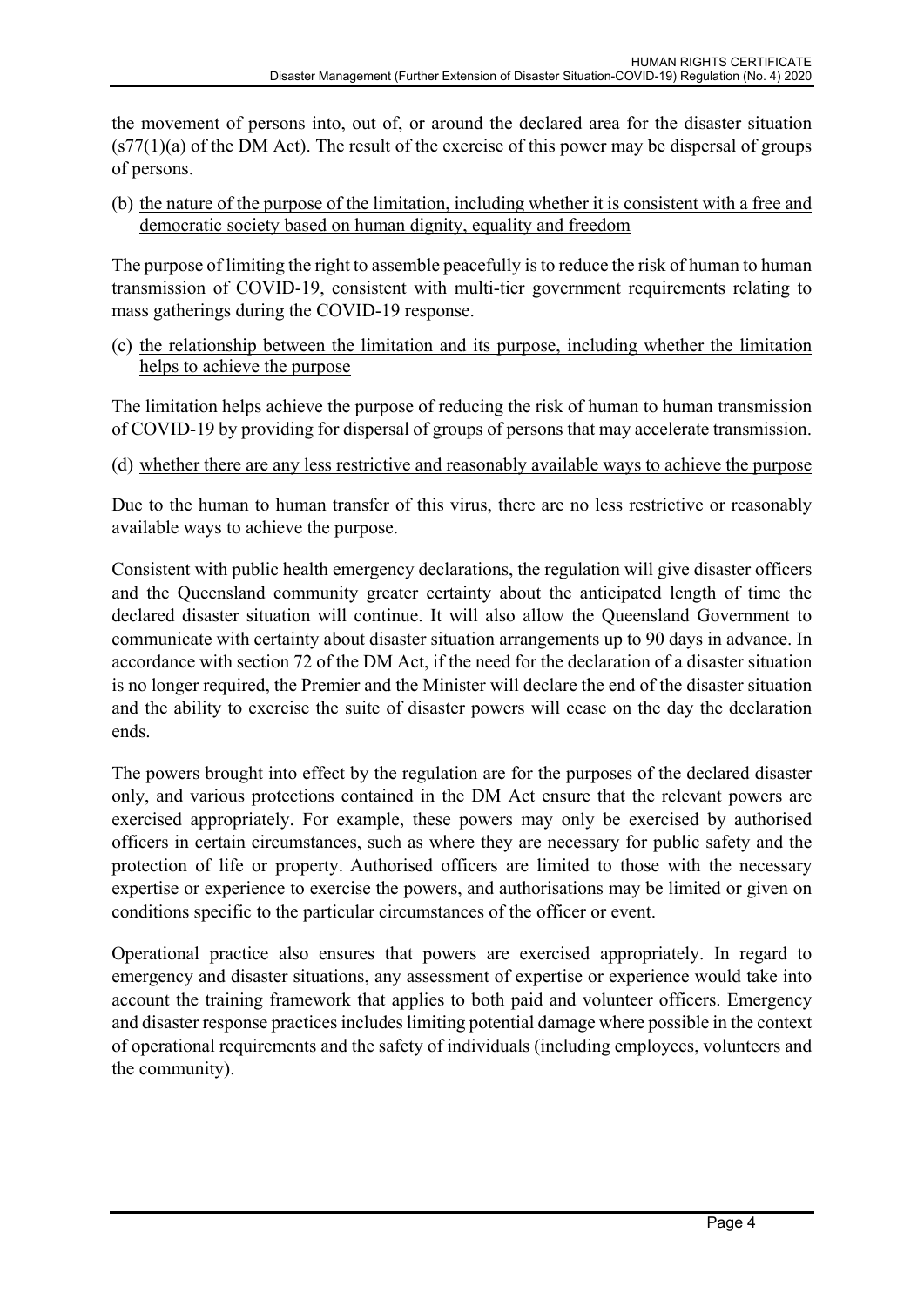the movement of persons into, out of, or around the declared area for the disaster situation (s77(1)(a) of the DM Act). The result of the exercise of this power may be dispersal of groups of persons.

(b) <u>the nature of the purpose of the limitation, including whether it is consistent with a free and democratic society based on human dignity, equality and freedom</u>

The purpose of limiting the right to assemble peacefully is to reduce the risk of human to human transmission of COVID-19, consistent with multi-tier government requirements relating to mass gatherings during the COVID-19 response.

(c) <u>the relationship between the limitation and its purpose, including whether the limitation helps to achieve the purpose</u>

The limitation helps achieve the purpose of reducing the risk of human to human transmission of COVID-19 by providing for dispersal of groups of persons that may accelerate transmission.

(d) <u>whether there are any less restrictive and reasonably available ways to achieve the purpose</u>

Due to the human to human transfer of this virus, there are no less restrictive or reasonably available ways to achieve the purpose.

Consistent with public health emergency declarations, the regulation will give disaster officers and the Queensland community greater certainty about the anticipated length of time the declared disaster situation will continue. It will also allow the Queensland Government to communicate with certainty about disaster situation arrangements up to 90 days in advance. In accordance with section 72 of the DM Act, if the need for the declaration of a disaster situation is no longer required, the Premier and the Minister will declare the end of the disaster situation and the ability to exercise the suite of disaster powers will cease on the day the declaration ends.

The powers brought into effect by the regulation are for the purposes of the declared disaster only, and various protections contained in the DM Act ensure that the relevant powers are exercised appropriately. For example, these powers may only be exercised by authorised officers in certain circumstances, such as where they are necessary for public safety and the protection of life or property. Authorised officers are limited to those with the necessary expertise or experience to exercise the powers, and authorisations may be limited or given on conditions specific to the particular circumstances of the officer or event.

Operational practice also ensures that powers are exercised appropriately. In regard to emergency and disaster situations, any assessment of expertise or experience would take into account the training framework that applies to both paid and volunteer officers. Emergency and disaster response practices includes limiting potential damage where possible in the context of operational requirements and the safety of individuals (including employees, volunteers and the community).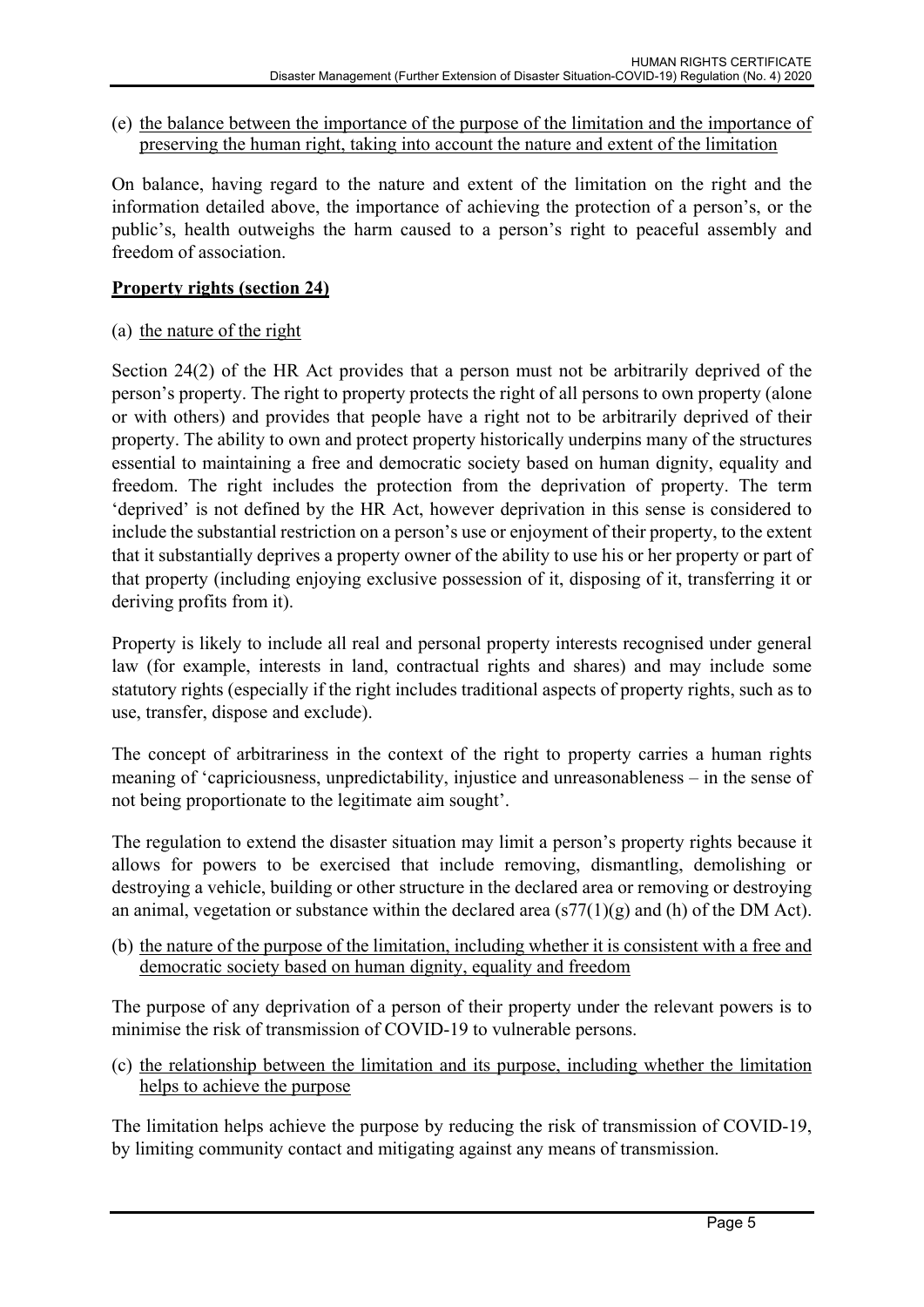(e) the balance between the importance of the purpose of the limitation and the importance of preserving the human right, taking into account the nature and extent of the limitation

On balance, having regard to the nature and extent of the limitation on the right and the information detailed above, the importance of achieving the protection of a person's, or the public's, health outweighs the harm caused to a person's right to peaceful assembly and freedom of association.

**Property rights (section 24)**

(a) the nature of the right

Section 24(2) of the HR Act provides that a person must not be arbitrarily deprived of the person's property. The right to property protects the right of all persons to own property (alone or with others) and provides that people have a right not to be arbitrarily deprived of their property. The ability to own and protect property historically underpins many of the structures essential to maintaining a free and democratic society based on human dignity, equality and freedom. The right includes the protection from the deprivation of property. The term 'deprived' is not defined by the HR Act, however deprivation in this sense is considered to include the substantial restriction on a person's use or enjoyment of their property, to the extent that it substantially deprives a property owner of the ability to use his or her property or part of that property (including enjoying exclusive possession of it, disposing of it, transferring it or deriving profits from it).

Property is likely to include all real and personal property interests recognised under general law (for example, interests in land, contractual rights and shares) and may include some statutory rights (especially if the right includes traditional aspects of property rights, such as to use, transfer, dispose and exclude).

The concept of arbitrariness in the context of the right to property carries a human rights meaning of 'capriciousness, unpredictability, injustice and unreasonableness – in the sense of not being proportionate to the legitimate aim sought'.

The regulation to extend the disaster situation may limit a person's property rights because it allows for powers to be exercised that include removing, dismantling, demolishing or destroying a vehicle, building or other structure in the declared area or removing or destroying an animal, vegetation or substance within the declared area (s77(1)(g) and (h) of the DM Act).

(b) the nature of the purpose of the limitation, including whether it is consistent with a free and democratic society based on human dignity, equality and freedom

The purpose of any deprivation of a person of their property under the relevant powers is to minimise the risk of transmission of COVID-19 to vulnerable persons.

(c) the relationship between the limitation and its purpose, including whether the limitation helps to achieve the purpose

The limitation helps achieve the purpose by reducing the risk of transmission of COVID-19, by limiting community contact and mitigating against any means of transmission.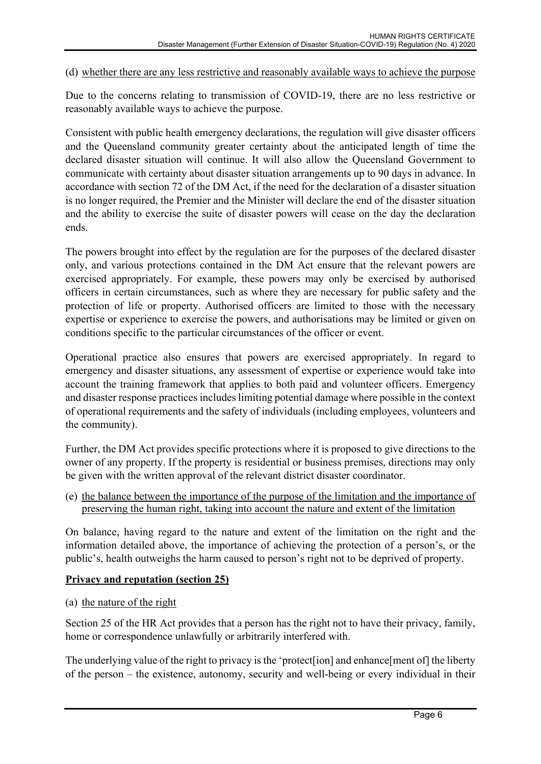(d) whether there are any less restrictive and reasonably available ways to achieve the purpose

Due to the concerns relating to transmission of COVID-19, there are no less restrictive or reasonably available ways to achieve the purpose.

Consistent with public health emergency declarations, the regulation will give disaster officers and the Queensland community greater certainty about the anticipated length of time the declared disaster situation will continue. It will also allow the Queensland Government to communicate with certainty about disaster situation arrangements up to 90 days in advance. In accordance with section 72 of the DM Act, if the need for the declaration of a disaster situation is no longer required, the Premier and the Minister will declare the end of the disaster situation and the ability to exercise the suite of disaster powers will cease on the day the declaration ends.

The powers brought into effect by the regulation are for the purposes of the declared disaster only, and various protections contained in the DM Act ensure that the relevant powers are exercised appropriately. For example, these powers may only be exercised by authorised officers in certain circumstances, such as where they are necessary for public safety and the protection of life or property. Authorised officers are limited to those with the necessary expertise or experience to exercise the powers, and authorisations may be limited or given on conditions specific to the particular circumstances of the officer or event.

Operational practice also ensures that powers are exercised appropriately. In regard to emergency and disaster situations, any assessment of expertise or experience would take into account the training framework that applies to both paid and volunteer officers. Emergency and disaster response practices includes limiting potential damage where possible in the context of operational requirements and the safety of individuals (including employees, volunteers and the community).

Further, the DM Act provides specific protections where it is proposed to give directions to the owner of any property. If the property is residential or business premises, directions may only be given with the written approval of the relevant district disaster coordinator.

(e) the balance between the importance of the purpose of the limitation and the importance of preserving the human right, taking into account the nature and extent of the limitation

On balance, having regard to the nature and extent of the limitation on the right and the information detailed above, the importance of achieving the protection of a person's, or the public's, health outweighs the harm caused to person's right not to be deprived of property.

**Privacy and reputation (section 25)**

(a) the nature of the right

Section 25 of the HR Act provides that a person has the right not to have their privacy, family, home or correspondence unlawfully or arbitrarily interfered with.

The underlying value of the right to privacy is the 'protect[ion] and enhance[ment of] the liberty of the person – the existence, autonomy, security and well-being or every individual in their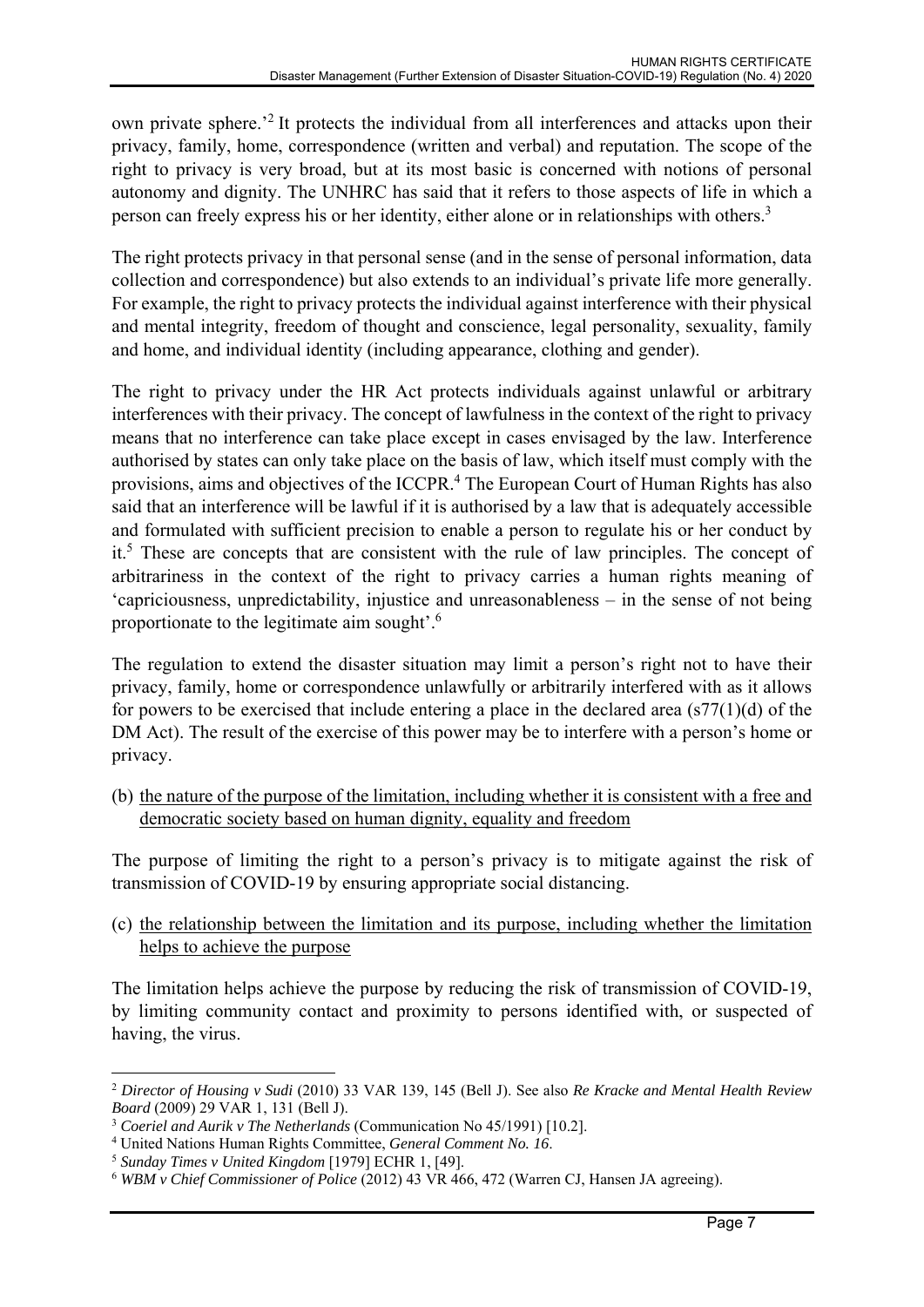own private sphere.'[2] It protects the individual from all interferences and attacks upon their privacy, family, home, correspondence (written and verbal) and reputation. The scope of the right to privacy is very broad, but at its most basic is concerned with notions of personal autonomy and dignity. The UNHRC has said that it refers to those aspects of life in which a person can freely express his or her identity, either alone or in relationships with others.[3]

The right protects privacy in that personal sense (and in the sense of personal information, data collection and correspondence) but also extends to an individual's private life more generally. For example, the right to privacy protects the individual against interference with their physical and mental integrity, freedom of thought and conscience, legal personality, sexuality, family and home, and individual identity (including appearance, clothing and gender).

The right to privacy under the HR Act protects individuals against unlawful or arbitrary interferences with their privacy. The concept of lawfulness in the context of the right to privacy means that no interference can take place except in cases envisaged by the law. Interference authorised by states can only take place on the basis of law, which itself must comply with the provisions, aims and objectives of the ICCPR.[4] The European Court of Human Rights has also said that an interference will be lawful if it is authorised by a law that is adequately accessible and formulated with sufficient precision to enable a person to regulate his or her conduct by it.[5] These are concepts that are consistent with the rule of law principles. The concept of arbitrariness in the context of the right to privacy carries a human rights meaning of 'capriciousness, unpredictability, injustice and unreasonableness – in the sense of not being proportionate to the legitimate aim sought'.[6]

The regulation to extend the disaster situation may limit a person's right not to have their privacy, family, home or correspondence unlawfully or arbitrarily interfered with as it allows for powers to be exercised that include entering a place in the declared area (s77(1)(d) of the DM Act). The result of the exercise of this power may be to interfere with a person's home or privacy.

(b) <u>the nature of the purpose of the limitation, including whether it is consistent with a free and democratic society based on human dignity, equality and freedom</u>

The purpose of limiting the right to a person's privacy is to mitigate against the risk of transmission of COVID-19 by ensuring appropriate social distancing.

(c) <u>the relationship between the limitation and its purpose, including whether the limitation helps to achieve the purpose</u>

The limitation helps achieve the purpose by reducing the risk of transmission of COVID-19, by limiting community contact and proximity to persons identified with, or suspected of having, the virus.

---

[2] *Director of Housing v Sudi* (2010) 33 VAR 139, 145 (Bell J). See also *Re Kracke and Mental Health Review Board* (2009) 29 VAR 1, 131 (Bell J).

[3] *Coeriel and Aurik v The Netherlands* (Communication No 45/1991) [10.2].

[4] United Nations Human Rights Committee, *General Comment No. 16*.

[5] *Sunday Times v United Kingdom* [1979] ECHR 1, [49].

[6] *WBM v Chief Commissioner of Police* (2012) 43 VR 466, 472 (Warren CJ, Hansen JA agreeing).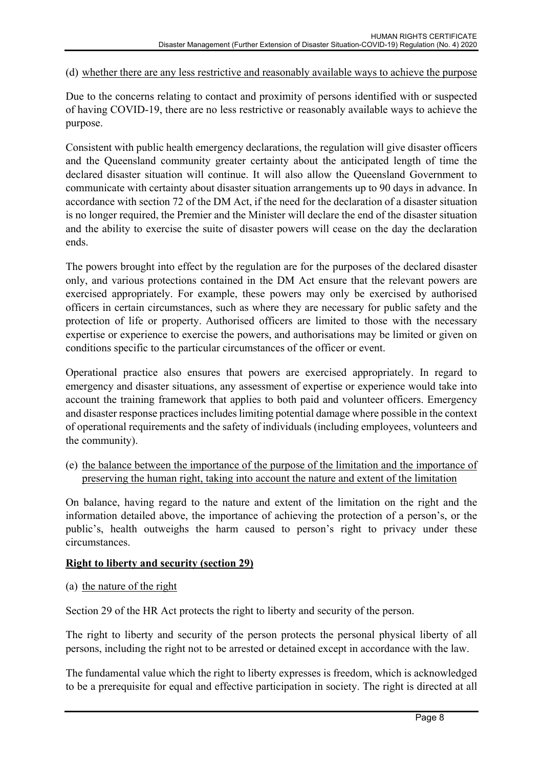(d) whether there are any less restrictive and reasonably available ways to achieve the purpose

Due to the concerns relating to contact and proximity of persons identified with or suspected of having COVID-19, there are no less restrictive or reasonably available ways to achieve the purpose.

Consistent with public health emergency declarations, the regulation will give disaster officers and the Queensland community greater certainty about the anticipated length of time the declared disaster situation will continue. It will also allow the Queensland Government to communicate with certainty about disaster situation arrangements up to 90 days in advance. In accordance with section 72 of the DM Act, if the need for the declaration of a disaster situation is no longer required, the Premier and the Minister will declare the end of the disaster situation and the ability to exercise the suite of disaster powers will cease on the day the declaration ends.

The powers brought into effect by the regulation are for the purposes of the declared disaster only, and various protections contained in the DM Act ensure that the relevant powers are exercised appropriately. For example, these powers may only be exercised by authorised officers in certain circumstances, such as where they are necessary for public safety and the protection of life or property. Authorised officers are limited to those with the necessary expertise or experience to exercise the powers, and authorisations may be limited or given on conditions specific to the particular circumstances of the officer or event.

Operational practice also ensures that powers are exercised appropriately. In regard to emergency and disaster situations, any assessment of expertise or experience would take into account the training framework that applies to both paid and volunteer officers. Emergency and disaster response practices includes limiting potential damage where possible in the context of operational requirements and the safety of individuals (including employees, volunteers and the community).

(e) the balance between the importance of the purpose of the limitation and the importance of preserving the human right, taking into account the nature and extent of the limitation

On balance, having regard to the nature and extent of the limitation on the right and the information detailed above, the importance of achieving the protection of a person's, or the public's, health outweighs the harm caused to person's right to privacy under these circumstances.

**Right to liberty and security (section 29)**

(a) the nature of the right

Section 29 of the HR Act protects the right to liberty and security of the person.

The right to liberty and security of the person protects the personal physical liberty of all persons, including the right not to be arrested or detained except in accordance with the law.

The fundamental value which the right to liberty expresses is freedom, which is acknowledged to be a prerequisite for equal and effective participation in society. The right is directed at all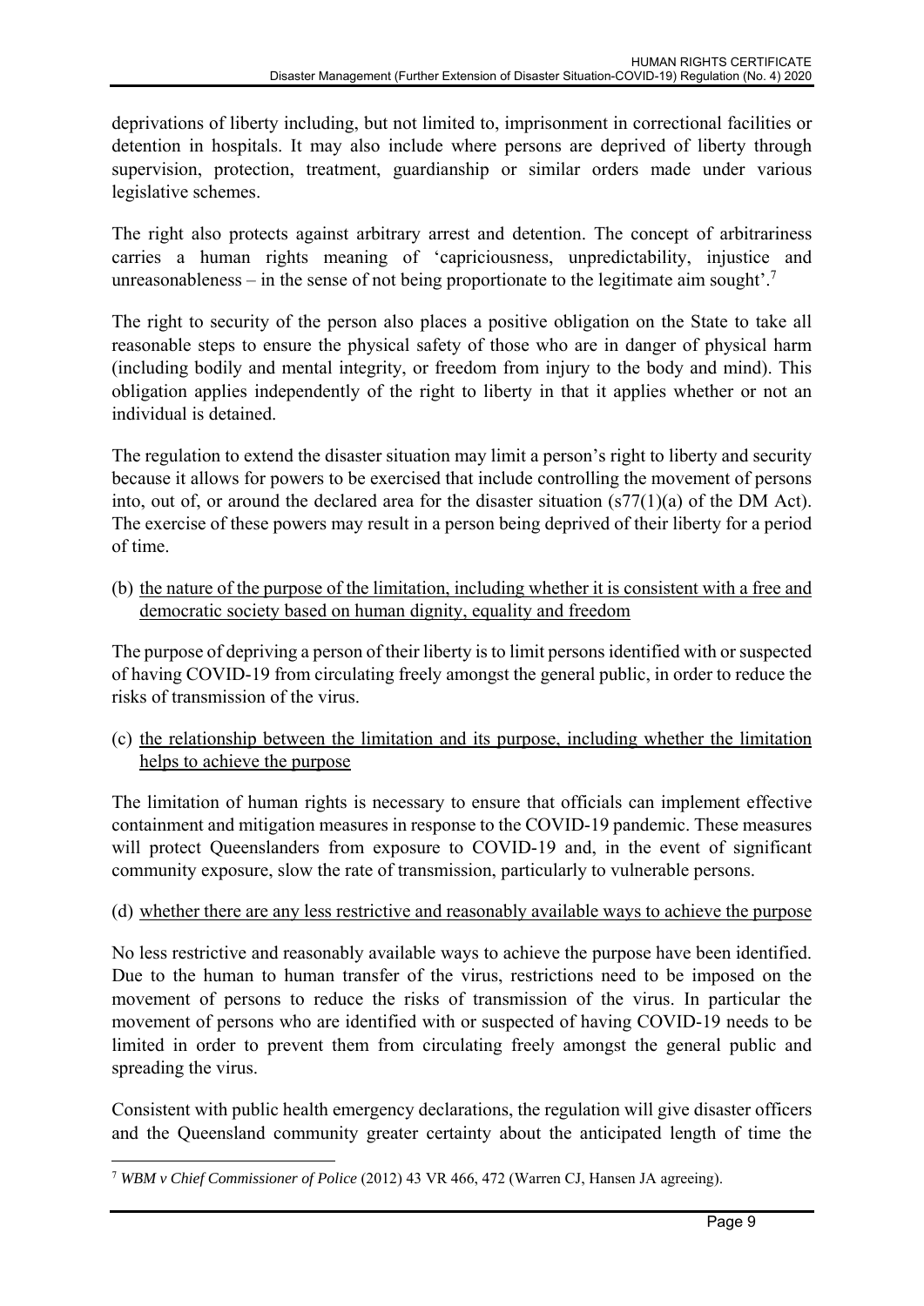deprivations of liberty including, but not limited to, imprisonment in correctional facilities or detention in hospitals. It may also include where persons are deprived of liberty through supervision, protection, treatment, guardianship or similar orders made under various legislative schemes.

The right also protects against arbitrary arrest and detention. The concept of arbitrariness carries a human rights meaning of 'capriciousness, unpredictability, injustice and unreasonableness – in the sense of not being proportionate to the legitimate aim sought'.[7]

The right to security of the person also places a positive obligation on the State to take all reasonable steps to ensure the physical safety of those who are in danger of physical harm (including bodily and mental integrity, or freedom from injury to the body and mind). This obligation applies independently of the right to liberty in that it applies whether or not an individual is detained.

The regulation to extend the disaster situation may limit a person's right to liberty and security because it allows for powers to be exercised that include controlling the movement of persons into, out of, or around the declared area for the disaster situation (s77(1)(a) of the DM Act). The exercise of these powers may result in a person being deprived of their liberty for a period of time.

(b) <u>the nature of the purpose of the limitation, including whether it is consistent with a free and democratic society based on human dignity, equality and freedom</u>

The purpose of depriving a person of their liberty is to limit persons identified with or suspected of having COVID-19 from circulating freely amongst the general public, in order to reduce the risks of transmission of the virus.

(c) <u>the relationship between the limitation and its purpose, including whether the limitation helps to achieve the purpose</u>

The limitation of human rights is necessary to ensure that officials can implement effective containment and mitigation measures in response to the COVID-19 pandemic. These measures will protect Queenslanders from exposure to COVID-19 and, in the event of significant community exposure, slow the rate of transmission, particularly to vulnerable persons.

(d) <u>whether there are any less restrictive and reasonably available ways to achieve the purpose</u>

No less restrictive and reasonably available ways to achieve the purpose have been identified. Due to the human to human transfer of the virus, restrictions need to be imposed on the movement of persons to reduce the risks of transmission of the virus. In particular the movement of persons who are identified with or suspected of having COVID-19 needs to be limited in order to prevent them from circulating freely amongst the general public and spreading the virus.

Consistent with public health emergency declarations, the regulation will give disaster officers and the Queensland community greater certainty about the anticipated length of time the

[7] *WBM v Chief Commissioner of Police* (2012) 43 VR 466, 472 (Warren CJ, Hansen JA agreeing).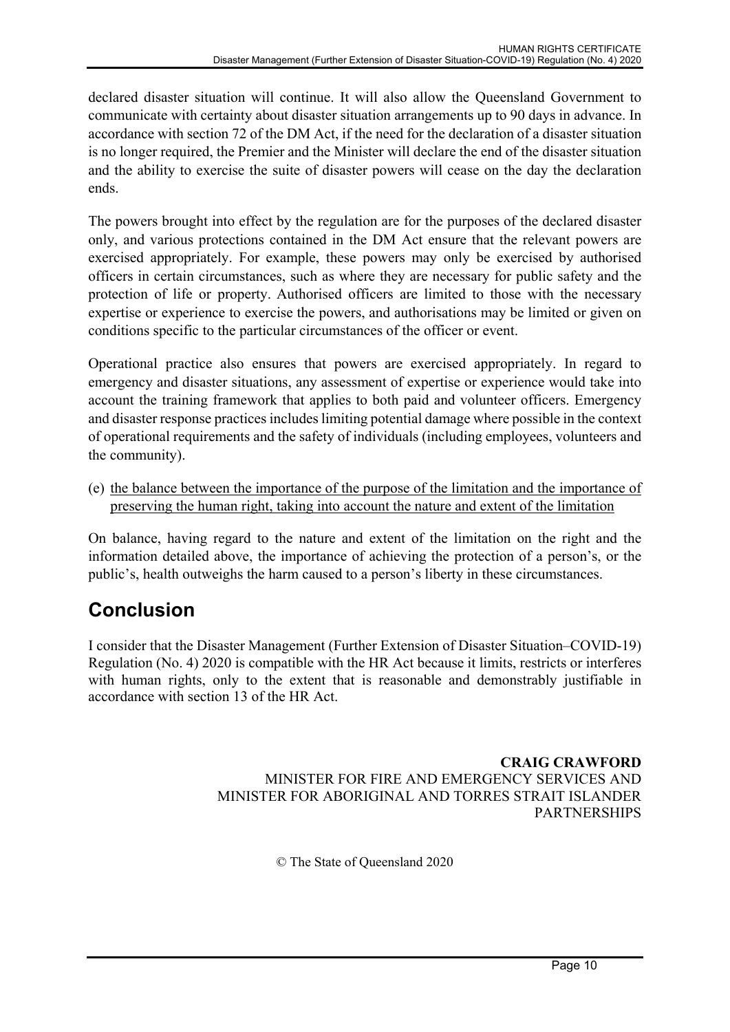declared disaster situation will continue. It will also allow the Queensland Government to communicate with certainty about disaster situation arrangements up to 90 days in advance. In accordance with section 72 of the DM Act, if the need for the declaration of a disaster situation is no longer required, the Premier and the Minister will declare the end of the disaster situation and the ability to exercise the suite of disaster powers will cease on the day the declaration ends.

The powers brought into effect by the regulation are for the purposes of the declared disaster only, and various protections contained in the DM Act ensure that the relevant powers are exercised appropriately. For example, these powers may only be exercised by authorised officers in certain circumstances, such as where they are necessary for public safety and the protection of life or property. Authorised officers are limited to those with the necessary expertise or experience to exercise the powers, and authorisations may be limited or given on conditions specific to the particular circumstances of the officer or event.

Operational practice also ensures that powers are exercised appropriately. In regard to emergency and disaster situations, any assessment of expertise or experience would take into account the training framework that applies to both paid and volunteer officers. Emergency and disaster response practices includes limiting potential damage where possible in the context of operational requirements and the safety of individuals (including employees, volunteers and the community).

(e) <u>the balance between the importance of the purpose of the limitation and the importance of preserving the human right, taking into account the nature and extent of the limitation</u>

On balance, having regard to the nature and extent of the limitation on the right and the information detailed above, the importance of achieving the protection of a person's, or the public's, health outweighs the harm caused to a person's liberty in these circumstances.

## Conclusion

I consider that the Disaster Management (Further Extension of Disaster Situation–COVID-19) Regulation (No. 4) 2020 is compatible with the HR Act because it limits, restricts or interferes with human rights, only to the extent that is reasonable and demonstrably justifiable in accordance with section 13 of the HR Act.

**CRAIG CRAWFORD**
MINISTER FOR FIRE AND EMERGENCY SERVICES AND MINISTER FOR ABORIGINAL AND TORRES STRAIT ISLANDER PARTNERSHIPS

© The State of Queensland 2020